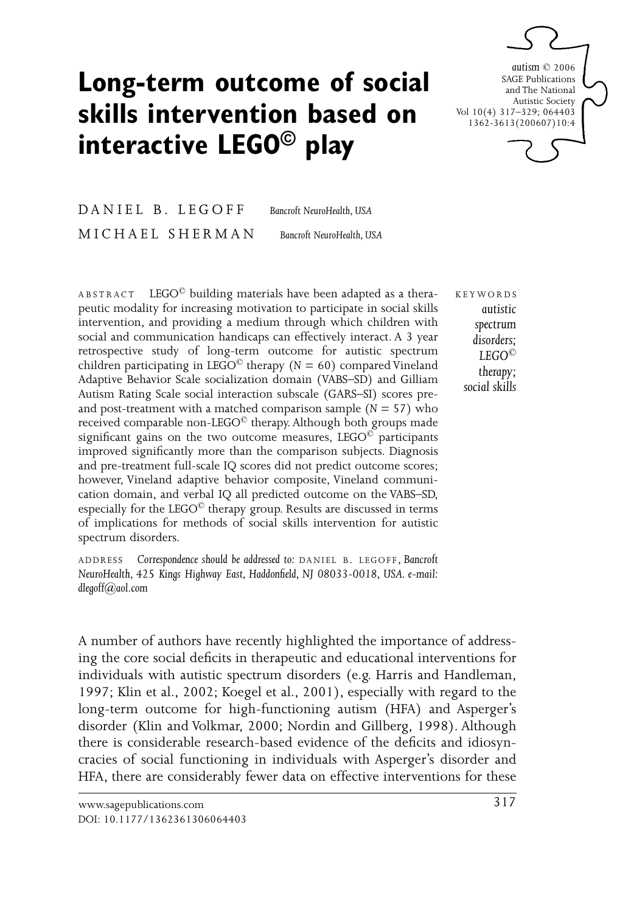# Long-term outcome of social skills intervention based on interactive LEGO© play

DANIEL B. LEGOFF *Bancroft NeuroHealth, USA*

MICHAEL SHERMAN *Bancroft NeuroHealth, USA*

ABSTRACT LEGO© building materials have been adapted as a therapeutic modality for increasing motivation to participate in social skills intervention, and providing a medium through which children with social and communication handicaps can effectively interact. A 3 year retrospective study of long-term outcome for autistic spectrum children participating in LEGO© therapy (N = 60) compared Vineland Adaptive Behavior Scale socialization domain (VABS–SD) and Gilliam Autism Rating Scale social interaction subscale (GARS–SI) scores pre- and post-treatment with a matched comparison sample (N = 57) who received comparable non-LEGO© therapy. Although both groups made significant gains on the two outcome measures, LEGO© participants improved significantly more than the comparison subjects. Diagnosis and pre-treatment full-scale IQ scores did not predict outcome scores; however, Vineland adaptive behavior composite, Vineland communication domain, and verbal IQ all predicted outcome on the VABS–SD, especially for the LEGO© therapy group. Results are discussed in terms of implications for methods of social skills intervention for autistic spectrum disorders.

KEYWORDS *autistic spectrum disorders; LEGO© therapy; social skills*

ADDRESS *Correspondence should be addressed to:* DANIEL B. LEGOFF, *Bancroft NeuroHealth, 425 Kings Highway East, Haddonfield, NJ 08033-0018, USA. e-mail: dlegoff@aol.com*

A number of authors have recently highlighted the importance of addressing the core social deficits in therapeutic and educational interventions for individuals with autistic spectrum disorders (e.g. Harris and Handleman, 1997; Klin et al., 2002; Koegel et al., 2001), especially with regard to the long-term outcome for high-functioning autism (HFA) and Asperger's disorder (Klin and Volkmar, 2000; Nordin and Gillberg, 1998). Although there is considerable research-based evidence of the deficits and idiosyncracies of social functioning in individuals with Asperger's disorder and HFA, there are considerably fewer data on effective interventions for these

DOI: 10.1177/1362361306064403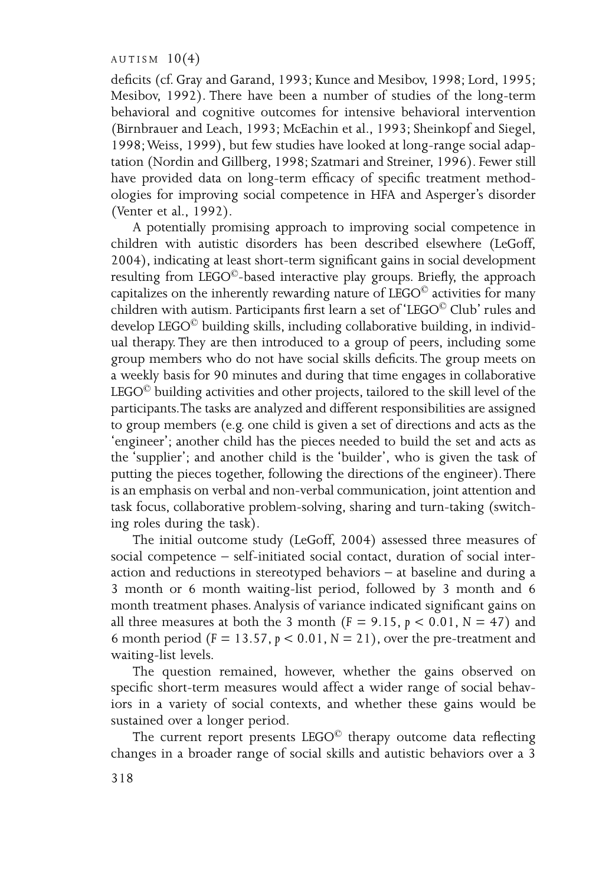deficits (cf. Gray and Garand, 1993; Kunce and Mesibov, 1998; Lord, 1995; Mesibov, 1992). There have been a number of studies of the long-term behavioral and cognitive outcomes for intensive behavioral intervention (Birnbrauer and Leach, 1993; McEachin et al., 1993; Sheinkopf and Siegel, 1998; Weiss, 1999), but few studies have looked at long-range social adaptation (Nordin and Gillberg, 1998; Szatmari and Streiner, 1996). Fewer still have provided data on long-term efficacy of specific treatment methodologies for improving social competence in HFA and Asperger's disorder (Venter et al., 1992).

A potentially promising approach to improving social competence in children with autistic disorders has been described elsewhere (LeGoff, 2004), indicating at least short-term significant gains in social development resulting from LEGO©-based interactive play groups. Briefly, the approach capitalizes on the inherently rewarding nature of LEGO© activities for many children with autism. Participants first learn a set of 'LEGO© Club' rules and develop LEGO© building skills, including collaborative building, in individual therapy. They are then introduced to a group of peers, including some group members who do not have social skills deficits. The group meets on a weekly basis for 90 minutes and during that time engages in collaborative LEGO© building activities and other projects, tailored to the skill level of the participants. The tasks are analyzed and different responsibilities are assigned to group members (e.g. one child is given a set of directions and acts as the 'engineer'; another child has the pieces needed to build the set and acts as the 'supplier'; and another child is the 'builder', who is given the task of putting the pieces together, following the directions of the engineer). There is an emphasis on verbal and non-verbal communication, joint attention and task focus, collaborative problem-solving, sharing and turn-taking (switching roles during the task).

The initial outcome study (LeGoff, 2004) assessed three measures of social competence – self-initiated social contact, duration of social interaction and reductions in stereotyped behaviors – at baseline and during a 3 month or 6 month waiting-list period, followed by 3 month and 6 month treatment phases. Analysis of variance indicated significant gains on all three measures at both the 3 month ($F = 9.15$, $p < 0.01$, $N = 47$) and 6 month period ($F = 13.57$, $p < 0.01$, $N = 21$), over the pre-treatment and waiting-list levels.

The question remained, however, whether the gains observed on specific short-term measures would affect a wider range of social behaviors in a variety of social contexts, and whether these gains would be sustained over a longer period.

The current report presents LEGO© therapy outcome data reflecting changes in a broader range of social skills and autistic behaviors over a 3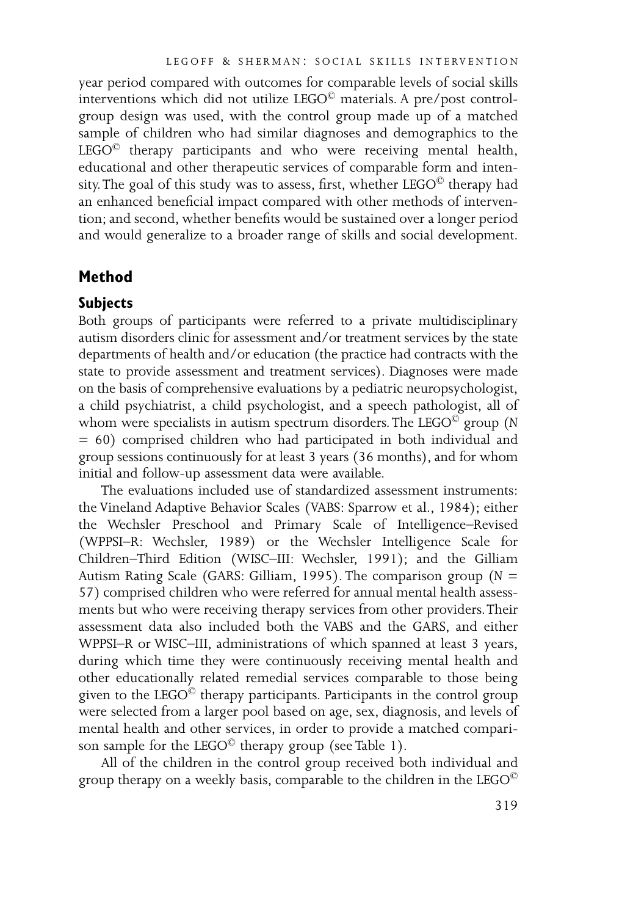year period compared with outcomes for comparable levels of social skills interventions which did not utilize LEGO© materials. A pre/post control-group design was used, with the control group made up of a matched sample of children who had similar diagnoses and demographics to the LEGO© therapy participants and who were receiving mental health, educational and other therapeutic services of comparable form and intensity. The goal of this study was to assess, first, whether LEGO© therapy had an enhanced beneficial impact compared with other methods of intervention; and second, whether benefits would be sustained over a longer period and would generalize to a broader range of skills and social development.

## Method

### Subjects

Both groups of participants were referred to a private multidisciplinary autism disorders clinic for assessment and/or treatment services by the state departments of health and/or education (the practice had contracts with the state to provide assessment and treatment services). Diagnoses were made on the basis of comprehensive evaluations by a pediatric neuropsychologist, a child psychiatrist, a child psychologist, and a speech pathologist, all of whom were specialists in autism spectrum disorders. The LEGO© group ($N = 60$) comprised children who had participated in both individual and group sessions continuously for at least 3 years (36 months), and for whom initial and follow-up assessment data were available.

The evaluations included use of standardized assessment instruments: the Vineland Adaptive Behavior Scales (VABS: Sparrow et al., 1984); either the Wechsler Preschool and Primary Scale of Intelligence–Revised (WPPSI–R: Wechsler, 1989) or the Wechsler Intelligence Scale for Children–Third Edition (WISC–III: Wechsler, 1991); and the Gilliam Autism Rating Scale (GARS: Gilliam, 1995). The comparison group ($N = 57$) comprised children who were referred for annual mental health assessments but who were receiving therapy services from other providers. Their assessment data also included both the VABS and the GARS, and either WPPSI–R or WISC–III, administrations of which spanned at least 3 years, during which time they were continuously receiving mental health and other educationally related remedial services comparable to those being given to the LEGO© therapy participants. Participants in the control group were selected from a larger pool based on age, sex, diagnosis, and levels of mental health and other services, in order to provide a matched comparison sample for the LEGO© therapy group (see Table 1).

All of the children in the control group received both individual and group therapy on a weekly basis, comparable to the children in the LEGO©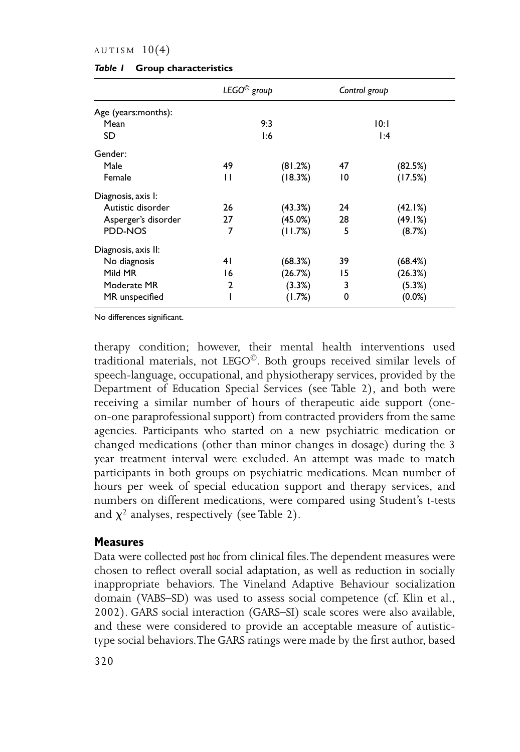*Table 1* **Group characteristics**

| | *LEGO© group* | | *Control group* | |
|---|---|---|---|---|
| Age (years:months): | | | | |
| Mean | 9:3 | | 10:1 | |
| SD | 1:6 | | 1:4 | |
| Gender: | | | | |
| Male | 49 | (81.2%) | 47 | (82.5%) |
| Female | 11 | (18.3%) | 10 | (17.5%) |
| Diagnosis, axis I: | | | | |
| Autistic disorder | 26 | (43.3%) | 24 | (42.1%) |
| Asperger's disorder | 27 | (45.0%) | 28 | (49.1%) |
| PDD-NOS | 7 | (11.7%) | 5 | (8.7%) |
| Diagnosis, axis II: | | | | |
| No diagnosis | 41 | (68.3%) | 39 | (68.4%) |
| Mild MR | 16 | (26.7%) | 15 | (26.3%) |
| Moderate MR | 2 | (3.3%) | 3 | (5.3%) |
| MR unspecified | 1 | (1.7%) | 0 | (0.0%) |

No differences significant.

therapy condition; however, their mental health interventions used traditional materials, not LEGO©. Both groups received similar levels of speech-language, occupational, and physiotherapy services, provided by the Department of Education Special Services (see Table 2), and both were receiving a similar number of hours of therapeutic aide support (one-on-one paraprofessional support) from contracted providers from the same agencies. Participants who started on a new psychiatric medication or changed medications (other than minor changes in dosage) during the 3 year treatment interval were excluded. An attempt was made to match participants in both groups on psychiatric medications. Mean number of hours per week of special education support and therapy services, and numbers on different medications, were compared using Student's *t*-tests and $\chi^2$ analyses, respectively (see Table 2).

## Measures

Data were collected *post hoc* from clinical files. The dependent measures were chosen to reflect overall social adaptation, as well as reduction in socially inappropriate behaviors. The Vineland Adaptive Behaviour socialization domain (VABS–SD) was used to assess social competence (cf. Klin et al., 2002). GARS social interaction (GARS–SI) scale scores were also available, and these were considered to provide an acceptable measure of autistic-type social behaviors. The GARS ratings were made by the first author, based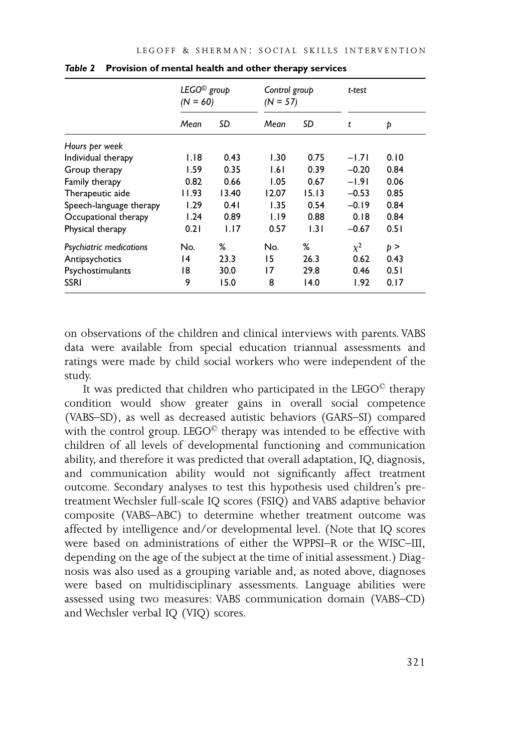*Table 2* **Provision of mental health and other therapy services**

| | LEGO© group (N = 60) | | Control group (N = 57) | | t-test | |
|---|---|---|---|---|---|---|
| | *Mean* | *SD* | *Mean* | *SD* | *t* | *p* |
| *Hours per week* | | | | | | |
| Individual therapy | 1.18 | 0.43 | 1.30 | 0.75 | −1.71 | 0.10 |
| Group therapy | 1.59 | 0.35 | 1.61 | 0.39 | −0.20 | 0.84 |
| Family therapy | 0.82 | 0.66 | 1.05 | 0.67 | −1.91 | 0.06 |
| Therapeutic aide | 11.93 | 13.40 | 12.07 | 15.13 | −0.53 | 0.85 |
| Speech-language therapy | 1.29 | 0.41 | 1.35 | 0.54 | −0.19 | 0.84 |
| Occupational therapy | 1.24 | 0.89 | 1.19 | 0.88 | 0.18 | 0.84 |
| Physical therapy | 0.21 | 1.17 | 0.57 | 1.31 | −0.67 | 0.51 |
| *Psychiatric medications* | No. | % | No. | % | $\chi^2$ | $p >$ |
| Antipsychotics | 14 | 23.3 | 15 | 26.3 | 0.62 | 0.43 |
| Psychostimulants | 18 | 30.0 | 17 | 29.8 | 0.46 | 0.51 |
| SSRI | 9 | 15.0 | 8 | 14.0 | 1.92 | 0.17 |

on observations of the children and clinical interviews with parents. VABS data were available from special education triannual assessments and ratings were made by child social workers who were independent of the study.

It was predicted that children who participated in the LEGO© therapy condition would show greater gains in overall social competence (VABS–SD), as well as decreased autistic behaviors (GARS–SI) compared with the control group. LEGO© therapy was intended to be effective with children of all levels of developmental functioning and communication ability, and therefore it was predicted that overall adaptation, IQ, diagnosis, and communication ability would not significantly affect treatment outcome. Secondary analyses to test this hypothesis used children's pre-treatment Wechsler full-scale IQ scores (FSIQ) and VABS adaptive behavior composite (VABS–ABC) to determine whether treatment outcome was affected by intelligence and/or developmental level. (Note that IQ scores were based on administrations of either the WPPSI–R or the WISC–III, depending on the age of the subject at the time of initial assessment.) Diagnosis was also used as a grouping variable and, as noted above, diagnoses were based on multidisciplinary assessments. Language abilities were assessed using two measures: VABS communication domain (VABS–CD) and Wechsler verbal IQ (VIQ) scores.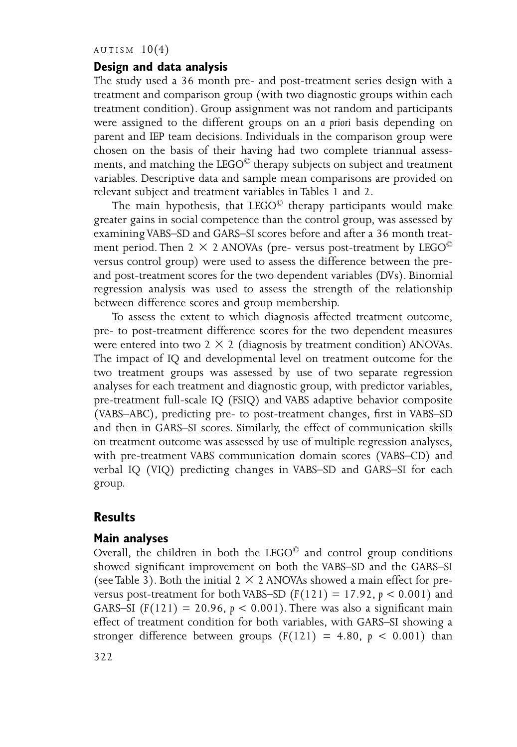## Design and data analysis

The study used a 36 month pre- and post-treatment series design with a treatment and comparison group (with two diagnostic groups within each treatment condition). Group assignment was not random and participants were assigned to the different groups on an *a priori* basis depending on parent and IEP team decisions. Individuals in the comparison group were chosen on the basis of their having had two complete triannual assessments, and matching the LEGO© therapy subjects on subject and treatment variables. Descriptive data and sample mean comparisons are provided on relevant subject and treatment variables in Tables 1 and 2.

The main hypothesis, that LEGO© therapy participants would make greater gains in social competence than the control group, was assessed by examining VABS–SD and GARS–SI scores before and after a 36 month treatment period. Then $2 \times 2$ ANOVAs (pre- versus post-treatment by LEGO© versus control group) were used to assess the difference between the pre- and post-treatment scores for the two dependent variables (DVs). Binomial regression analysis was used to assess the strength of the relationship between difference scores and group membership.

To assess the extent to which diagnosis affected treatment outcome, pre- to post-treatment difference scores for the two dependent measures were entered into two $2 \times 2$ (diagnosis by treatment condition) ANOVAs. The impact of IQ and developmental level on treatment outcome for the two treatment groups was assessed by use of two separate regression analyses for each treatment and diagnostic group, with predictor variables, pre-treatment full-scale IQ (FSIQ) and VABS adaptive behavior composite (VABS–ABC), predicting pre- to post-treatment changes, first in VABS–SD and then in GARS–SI scores. Similarly, the effect of communication skills on treatment outcome was assessed by use of multiple regression analyses, with pre-treatment VABS communication domain scores (VABS–CD) and verbal IQ (VIQ) predicting changes in VABS–SD and GARS–SI for each group.

## Results

### Main analyses

Overall, the children in both the LEGO© and control group conditions showed significant improvement on both the VABS–SD and the GARS–SI (see Table 3). Both the initial $2 \times 2$ ANOVAs showed a main effect for pre-versus post-treatment for both VABS–SD ($F(121) = 17.92$, $p < 0.001$) and GARS–SI ($F(121) = 20.96$, $p < 0.001$). There was also a significant main effect of treatment condition for both variables, with GARS–SI showing a stronger difference between groups ($F(121) = 4.80$, $p < 0.001$) than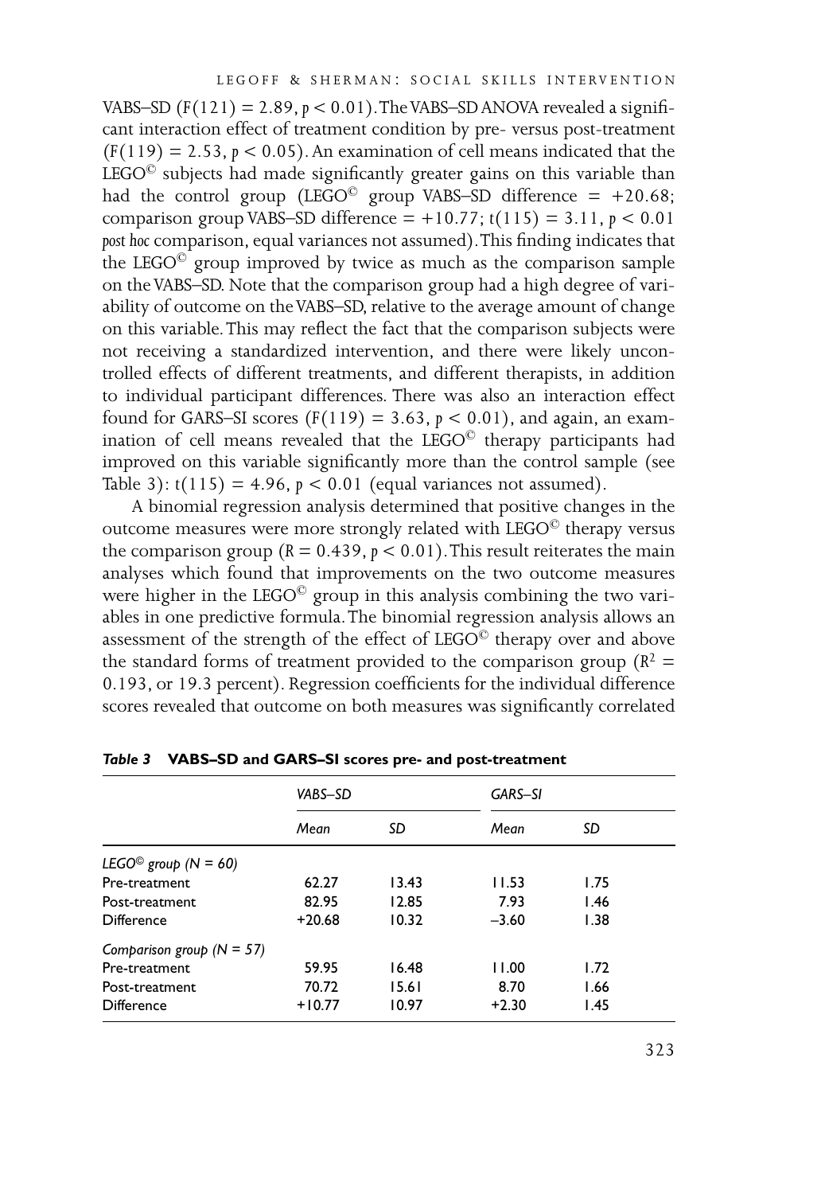VABS–SD ($F(121) = 2.89$, $p < 0.01$). The VABS–SD ANOVA revealed a significant interaction effect of treatment condition by pre- versus post-treatment ($F(119) = 2.53$, $p < 0.05$). An examination of cell means indicated that the LEGO© subjects had made significantly greater gains on this variable than had the control group (LEGO© group VABS–SD difference = +20.68; comparison group VABS–SD difference = +10.77; $t(115) = 3.11$, $p < 0.01$ *post hoc* comparison, equal variances not assumed). This finding indicates that the LEGO© group improved by twice as much as the comparison sample on the VABS–SD. Note that the comparison group had a high degree of variability of outcome on the VABS–SD, relative to the average amount of change on this variable. This may reflect the fact that the comparison subjects were not receiving a standardized intervention, and there were likely uncontrolled effects of different treatments, and different therapists, in addition to individual participant differences. There was also an interaction effect found for GARS–SI scores ($F(119) = 3.63$, $p < 0.01$), and again, an examination of cell means revealed that the LEGO© therapy participants had improved on this variable significantly more than the control sample (see Table 3): $t(115) = 4.96$, $p < 0.01$ (equal variances not assumed).

A binomial regression analysis determined that positive changes in the outcome measures were more strongly related with LEGO© therapy versus the comparison group ($R = 0.439$, $p < 0.01$). This result reiterates the main analyses which found that improvements on the two outcome measures were higher in the LEGO© group in this analysis combining the two variables in one predictive formula. The binomial regression analysis allows an assessment of the strength of the effect of LEGO© therapy over and above the standard forms of treatment provided to the comparison group ($R^2 = 0.193$, or 19.3 percent). Regression coefficients for the individual difference scores revealed that outcome on both measures was significantly correlated

*Table 3* **VABS–SD and GARS–SI scores pre- and post-treatment**

| | VABS–SD | | GARS–SI | |
|---|---|---|---|---|
| | *Mean* | *SD* | *Mean* | *SD* |
| *LEGO© group (N = 60)* | | | | |
| Pre-treatment | 62.27 | 13.43 | 11.53 | 1.75 |
| Post-treatment | 82.95 | 12.85 | 7.93 | 1.46 |
| Difference | +20.68 | 10.32 | −3.60 | 1.38 |
| *Comparison group (N = 57)* | | | | |
| Pre-treatment | 59.95 | 16.48 | 11.00 | 1.72 |
| Post-treatment | 70.72 | 15.61 | 8.70 | 1.66 |
| Difference | +10.77 | 10.97 | +2.30 | 1.45 |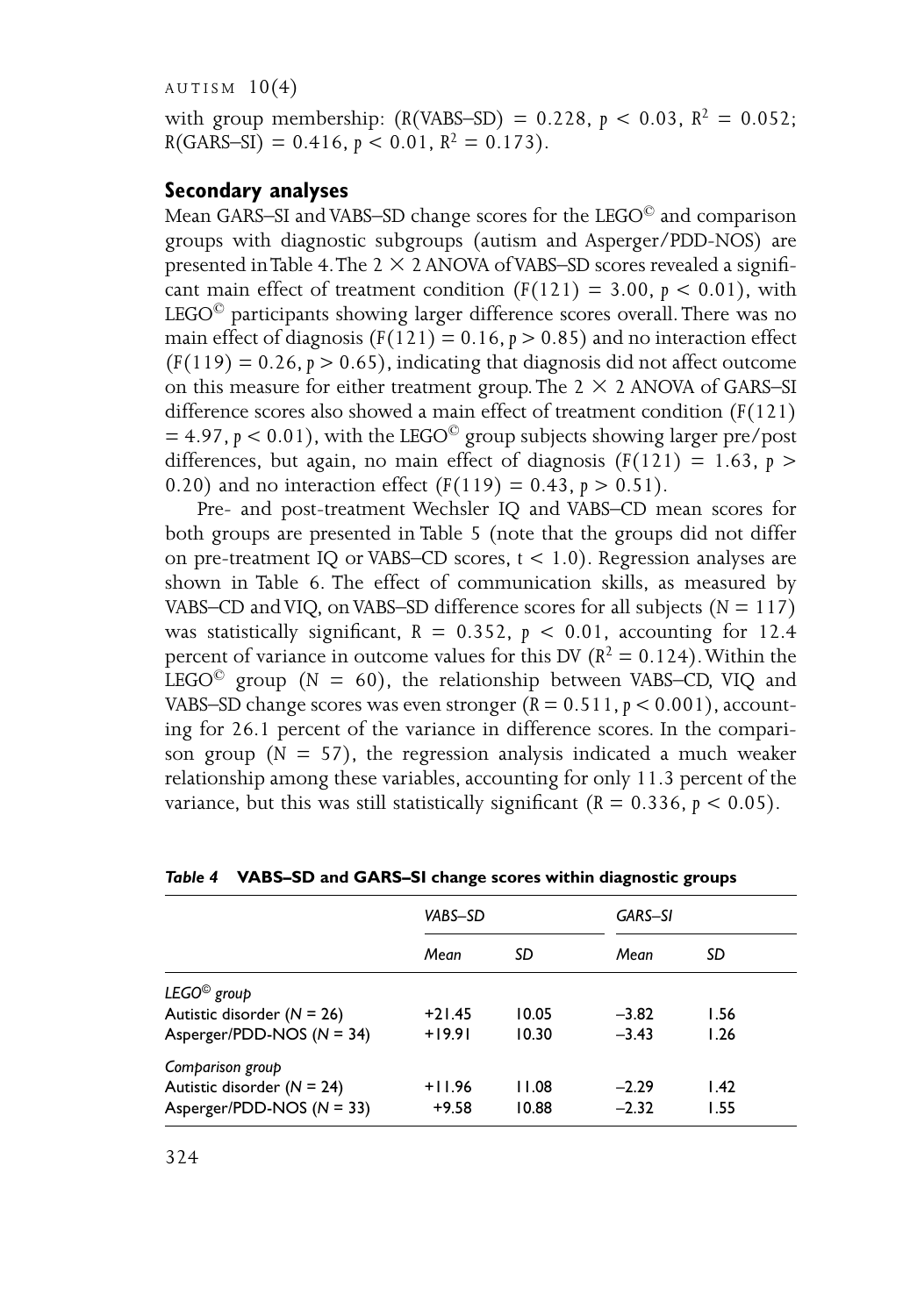with group membership: ($R$(VABS–SD) $= 0.228$, $p < 0.03$, $R^2 = 0.052$; $R$(GARS–SI) $= 0.416$, $p < 0.01$, $R^2 = 0.173$).

## Secondary analyses

Mean GARS–SI and VABS–SD change scores for the LEGO© and comparison groups with diagnostic subgroups (autism and Asperger/PDD-NOS) are presented in Table 4. The $2 \times 2$ ANOVA of VABS–SD scores revealed a significant main effect of treatment condition ($F(121) = 3.00$, $p < 0.01$), with LEGO© participants showing larger difference scores overall. There was no main effect of diagnosis ($F(121) = 0.16$, $p > 0.85$) and no interaction effect ($F(119) = 0.26$, $p > 0.65$), indicating that diagnosis did not affect outcome on this measure for either treatment group. The $2 \times 2$ ANOVA of GARS–SI difference scores also showed a main effect of treatment condition ($F(121) = 4.97$, $p < 0.01$), with the LEGO© group subjects showing larger pre/post differences, but again, no main effect of diagnosis ($F(121) = 1.63$, $p > 0.20$) and no interaction effect ($F(119) = 0.43$, $p > 0.51$).

Pre- and post-treatment Wechsler IQ and VABS–CD mean scores for both groups are presented in Table 5 (note that the groups did not differ on pre-treatment IQ or VABS–CD scores, $t < 1.0$). Regression analyses are shown in Table 6. The effect of communication skills, as measured by VABS–CD and VIQ, on VABS–SD difference scores for all subjects ($N = 117$) was statistically significant, $R = 0.352$, $p < 0.01$, accounting for 12.4 percent of variance in outcome values for this DV ($R^2 = 0.124$). Within the LEGO© group ($N = 60$), the relationship between VABS–CD, VIQ and VABS–SD change scores was even stronger ($R = 0.511$, $p < 0.001$), accounting for 26.1 percent of the variance in difference scores. In the comparison group ($N = 57$), the regression analysis indicated a much weaker relationship among these variables, accounting for only 11.3 percent of the variance, but this was still statistically significant ($R = 0.336$, $p < 0.05$).

*Table 4* **VABS–SD and GARS–SI change scores within diagnostic groups**

| | *VABS–SD* | | *GARS–SI* | |
|---|---|---|---|---|
| | *Mean* | *SD* | *Mean* | *SD* |
| *LEGO© group* | | | | |
| Autistic disorder ($N = 26$) | +21.45 | 10.05 | −3.82 | 1.56 |
| Asperger/PDD-NOS ($N = 34$) | +19.91 | 10.30 | −3.43 | 1.26 |
| *Comparison group* | | | | |
| Autistic disorder ($N = 24$) | +11.96 | 11.08 | −2.29 | 1.42 |
| Asperger/PDD-NOS ($N = 33$) | +9.58 | 10.88 | −2.32 | 1.55 |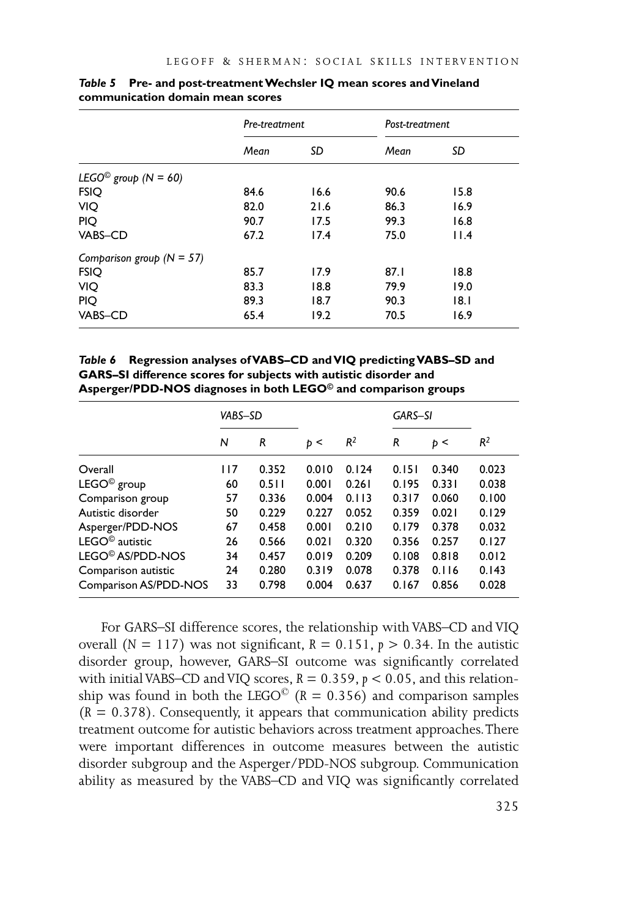***Table 5*** **Pre- and post-treatment Wechsler IQ mean scores and Vineland communication domain mean scores**

| | *Pre-treatment* | | *Post-treatment* | |
|---|---|---|---|---|
| | *Mean* | *SD* | *Mean* | *SD* |
| *LEGO© group (N = 60)* | | | | |
| FSIQ | 84.6 | 16.6 | 90.6 | 15.8 |
| VIQ | 82.0 | 21.6 | 86.3 | 16.9 |
| PIQ | 90.7 | 17.5 | 99.3 | 16.8 |
| VABS–CD | 67.2 | 17.4 | 75.0 | 11.4 |
| *Comparison group (N = 57)* | | | | |
| FSIQ | 85.7 | 17.9 | 87.1 | 18.8 |
| VIQ | 83.3 | 18.8 | 79.9 | 19.0 |
| PIQ | 89.3 | 18.7 | 90.3 | 18.1 |
| VABS–CD | 65.4 | 19.2 | 70.5 | 16.9 |

***Table 6*** **Regression analyses of VABS–CD and VIQ predicting VABS–SD and GARS–SI difference scores for subjects with autistic disorder and Asperger/PDD-NOS diagnoses in both LEGO© and comparison groups**

| | *VABS–SD* | | | | *GARS–SI* | | |
|---|---|---|---|---|---|---|---|
| | *N* | *R* | $p <$ | $R^2$ | *R* | $p <$ | $R^2$ |
| Overall | 117 | 0.352 | 0.010 | 0.124 | 0.151 | 0.340 | 0.023 |
| LEGO© group | 60 | 0.511 | 0.001 | 0.261 | 0.195 | 0.331 | 0.038 |
| Comparison group | 57 | 0.336 | 0.004 | 0.113 | 0.317 | 0.060 | 0.100 |
| Autistic disorder | 50 | 0.229 | 0.227 | 0.052 | 0.359 | 0.021 | 0.129 |
| Asperger/PDD-NOS | 67 | 0.458 | 0.001 | 0.210 | 0.179 | 0.378 | 0.032 |
| LEGO© autistic | 26 | 0.566 | 0.021 | 0.320 | 0.356 | 0.257 | 0.127 |
| LEGO© AS/PDD-NOS | 34 | 0.457 | 0.019 | 0.209 | 0.108 | 0.818 | 0.012 |
| Comparison autistic | 24 | 0.280 | 0.319 | 0.078 | 0.378 | 0.116 | 0.143 |
| Comparison AS/PDD-NOS | 33 | 0.798 | 0.004 | 0.637 | 0.167 | 0.856 | 0.028 |

For GARS–SI difference scores, the relationship with VABS–CD and VIQ overall ($N = 117$) was not significant, $R = 0.151$, $p > 0.34$. In the autistic disorder group, however, GARS–SI outcome was significantly correlated with initial VABS–CD and VIQ scores, $R = 0.359$, $p < 0.05$, and this relationship was found in both the LEGO© ($R = 0.356$) and comparison samples ($R = 0.378$). Consequently, it appears that communication ability predicts treatment outcome for autistic behaviors across treatment approaches. There were important differences in outcome measures between the autistic disorder subgroup and the Asperger/PDD-NOS subgroup. Communication ability as measured by the VABS–CD and VIQ was significantly correlated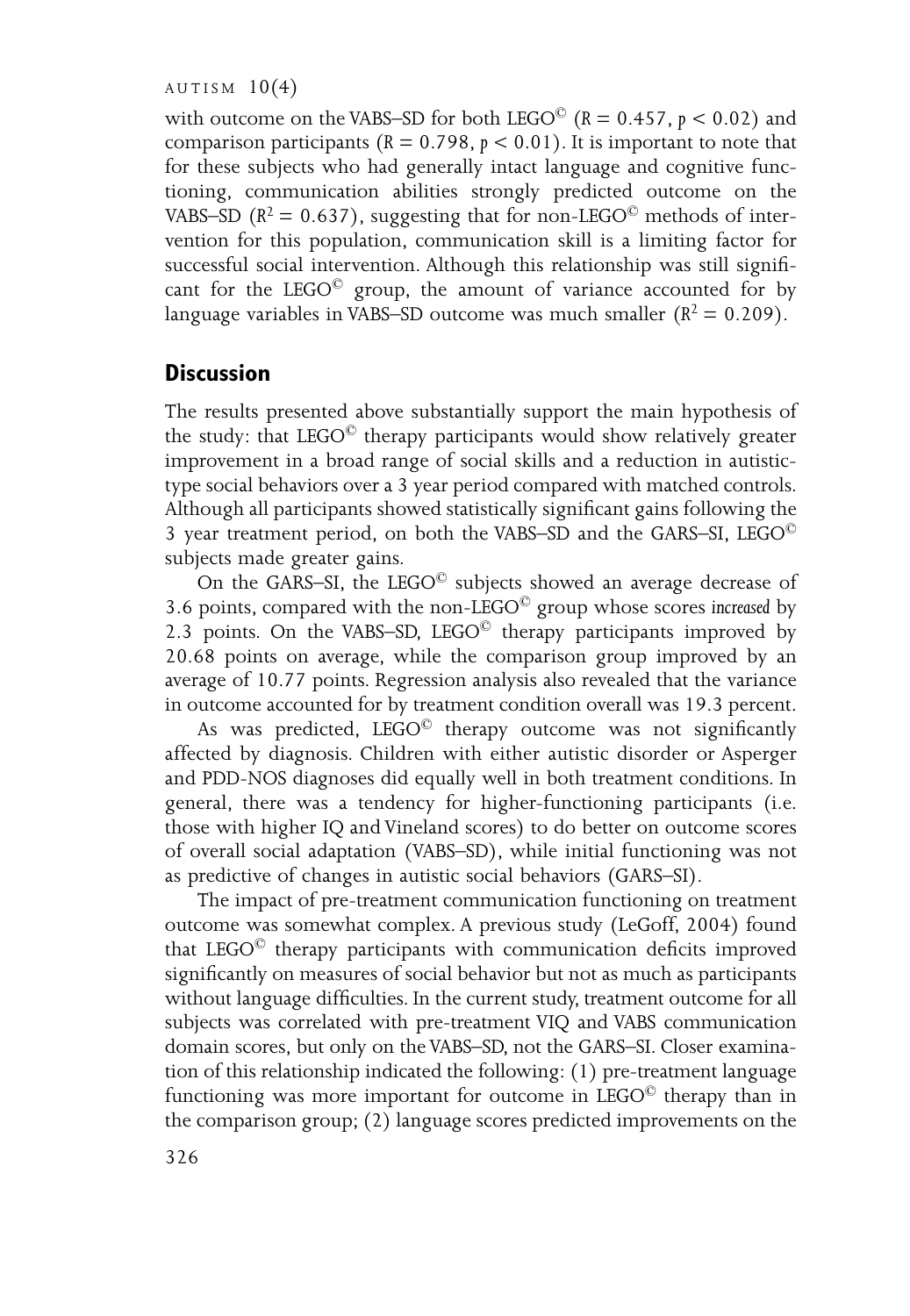with outcome on the VABS–SD for both LEGO© ($R = 0.457$, $p < 0.02$) and comparison participants ($R = 0.798$, $p < 0.01$). It is important to note that for these subjects who had generally intact language and cognitive functioning, communication abilities strongly predicted outcome on the VABS–SD ($R^2 = 0.637$), suggesting that for non-LEGO© methods of intervention for this population, communication skill is a limiting factor for successful social intervention. Although this relationship was still significant for the LEGO© group, the amount of variance accounted for by language variables in VABS–SD outcome was much smaller ($R^2 = 0.209$).

## Discussion

The results presented above substantially support the main hypothesis of the study: that LEGO© therapy participants would show relatively greater improvement in a broad range of social skills and a reduction in autistic-type social behaviors over a 3 year period compared with matched controls. Although all participants showed statistically significant gains following the 3 year treatment period, on both the VABS–SD and the GARS–SI, LEGO© subjects made greater gains.

On the GARS–SI, the LEGO© subjects showed an average decrease of 3.6 points, compared with the non-LEGO© group whose scores *increased* by 2.3 points. On the VABS–SD, LEGO© therapy participants improved by 20.68 points on average, while the comparison group improved by an average of 10.77 points. Regression analysis also revealed that the variance in outcome accounted for by treatment condition overall was 19.3 percent.

As was predicted, LEGO© therapy outcome was not significantly affected by diagnosis. Children with either autistic disorder or Asperger and PDD-NOS diagnoses did equally well in both treatment conditions. In general, there was a tendency for higher-functioning participants (i.e. those with higher IQ and Vineland scores) to do better on outcome scores of overall social adaptation (VABS–SD), while initial functioning was not as predictive of changes in autistic social behaviors (GARS–SI).

The impact of pre-treatment communication functioning on treatment outcome was somewhat complex. A previous study (LeGoff, 2004) found that LEGO© therapy participants with communication deficits improved significantly on measures of social behavior but not as much as participants without language difficulties. In the current study, treatment outcome for all subjects was correlated with pre-treatment VIQ and VABS communication domain scores, but only on the VABS–SD, not the GARS–SI. Closer examination of this relationship indicated the following: (1) pre-treatment language functioning was more important for outcome in LEGO© therapy than in the comparison group; (2) language scores predicted improvements on the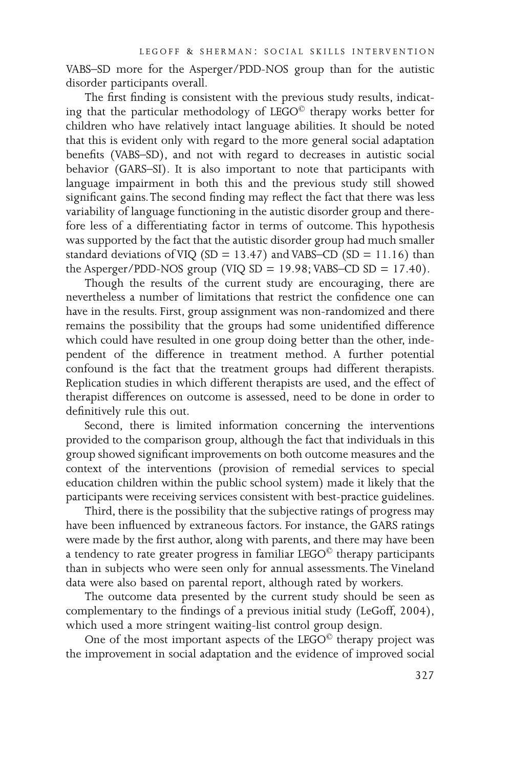VABS–SD more for the Asperger/PDD-NOS group than for the autistic disorder participants overall.

The first finding is consistent with the previous study results, indicating that the particular methodology of LEGO© therapy works better for children who have relatively intact language abilities. It should be noted that this is evident only with regard to the more general social adaptation benefits (VABS–SD), and not with regard to decreases in autistic social behavior (GARS–SI). It is also important to note that participants with language impairment in both this and the previous study still showed significant gains. The second finding may reflect the fact that there was less variability of language functioning in the autistic disorder group and therefore less of a differentiating factor in terms of outcome. This hypothesis was supported by the fact that the autistic disorder group had much smaller standard deviations of VIQ (SD = 13.47) and VABS–CD (SD = 11.16) than the Asperger/PDD-NOS group (VIQ SD = 19.98; VABS–CD SD = 17.40).

Though the results of the current study are encouraging, there are nevertheless a number of limitations that restrict the confidence one can have in the results. First, group assignment was non-randomized and there remains the possibility that the groups had some unidentified difference which could have resulted in one group doing better than the other, independent of the difference in treatment method. A further potential confound is the fact that the treatment groups had different therapists. Replication studies in which different therapists are used, and the effect of therapist differences on outcome is assessed, need to be done in order to definitively rule this out.

Second, there is limited information concerning the interventions provided to the comparison group, although the fact that individuals in this group showed significant improvements on both outcome measures and the context of the interventions (provision of remedial services to special education children within the public school system) made it likely that the participants were receiving services consistent with best-practice guidelines.

Third, there is the possibility that the subjective ratings of progress may have been influenced by extraneous factors. For instance, the GARS ratings were made by the first author, along with parents, and there may have been a tendency to rate greater progress in familiar LEGO© therapy participants than in subjects who were seen only for annual assessments. The Vineland data were also based on parental report, although rated by workers.

The outcome data presented by the current study should be seen as complementary to the findings of a previous initial study (LeGoff, 2004), which used a more stringent waiting-list control group design.

One of the most important aspects of the LEGO© therapy project was the improvement in social adaptation and the evidence of improved social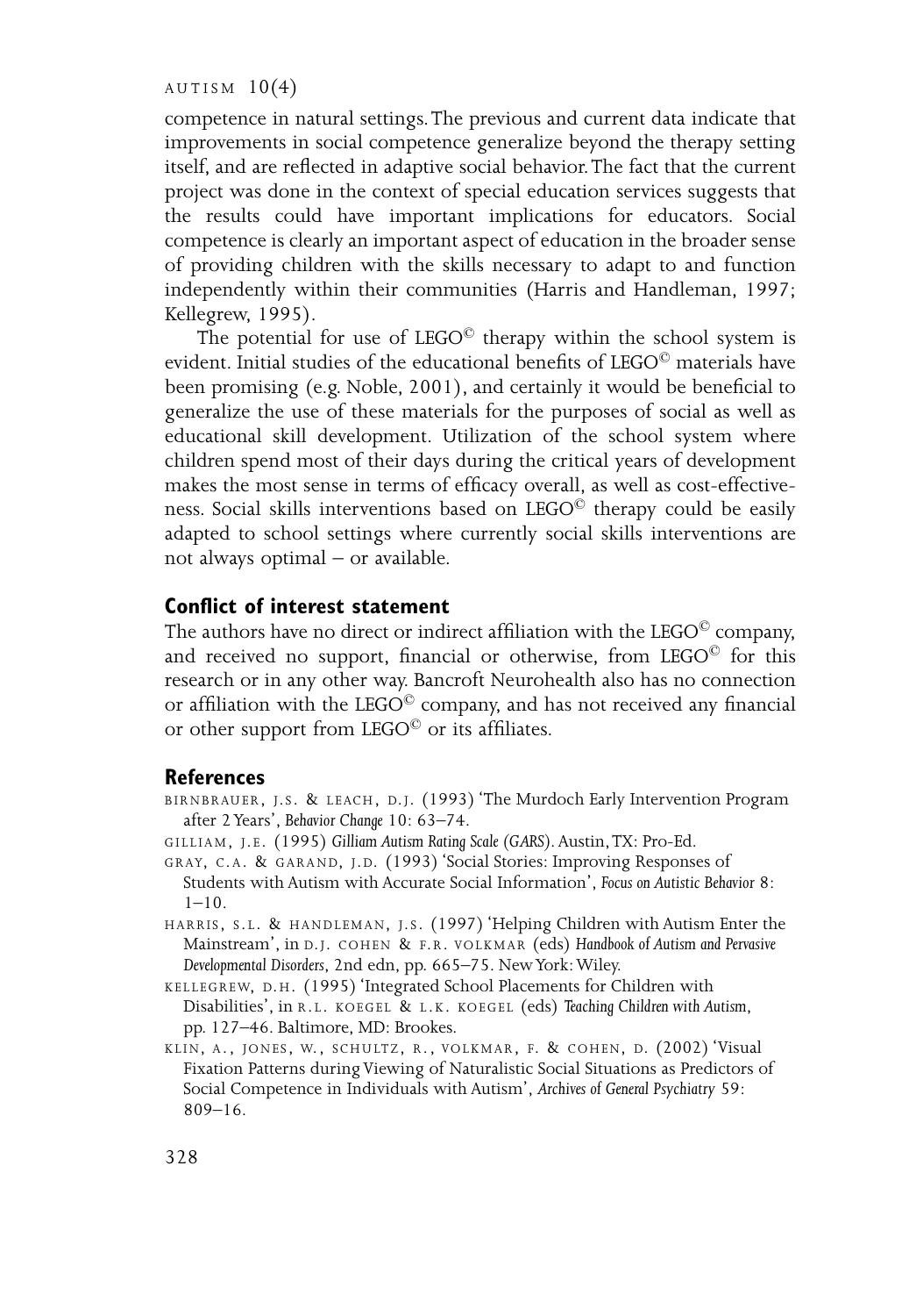competence in natural settings. The previous and current data indicate that improvements in social competence generalize beyond the therapy setting itself, and are reflected in adaptive social behavior. The fact that the current project was done in the context of special education services suggests that the results could have important implications for educators. Social competence is clearly an important aspect of education in the broader sense of providing children with the skills necessary to adapt to and function independently within their communities (Harris and Handleman, 1997; Kellegrew, 1995).

The potential for use of LEGO© therapy within the school system is evident. Initial studies of the educational benefits of LEGO© materials have been promising (e.g. Noble, 2001), and certainly it would be beneficial to generalize the use of these materials for the purposes of social as well as educational skill development. Utilization of the school system where children spend most of their days during the critical years of development makes the most sense in terms of efficacy overall, as well as cost-effectiveness. Social skills interventions based on LEGO© therapy could be easily adapted to school settings where currently social skills interventions are not always optimal – or available.

## Conflict of interest statement

The authors have no direct or indirect affiliation with the LEGO© company, and received no support, financial or otherwise, from LEGO© for this research or in any other way. Bancroft Neurohealth also has no connection or affiliation with the LEGO© company, and has not received any financial or other support from LEGO© or its affiliates.

## References

BIRNBRAUER, J.S. & LEACH, D.J. (1993) 'The Murdoch Early Intervention Program after 2 Years', *Behavior Change* 10: 63–74.

GILLIAM, J.E. (1995) *Gilliam Autism Rating Scale (GARS)*. Austin, TX: Pro-Ed.

GRAY, C.A. & GARAND, J.D. (1993) 'Social Stories: Improving Responses of Students with Autism with Accurate Social Information', *Focus on Autistic Behavior* 8: 1–10.

HARRIS, S.L. & HANDLEMAN, J.S. (1997) 'Helping Children with Autism Enter the Mainstream', in D.J. COHEN & F.R. VOLKMAR (eds) *Handbook of Autism and Pervasive Developmental Disorders*, 2nd edn, pp. 665–75. New York: Wiley.

KELLEGREW, D.H. (1995) 'Integrated School Placements for Children with Disabilities', in R.L. KOEGEL & L.K. KOEGEL (eds) *Teaching Children with Autism*, pp. 127–46. Baltimore, MD: Brookes.

KLIN, A., JONES, W., SCHULTZ, R., VOLKMAR, F. & COHEN, D. (2002) 'Visual Fixation Patterns during Viewing of Naturalistic Social Situations as Predictors of Social Competence in Individuals with Autism', *Archives of General Psychiatry* 59: 809–16.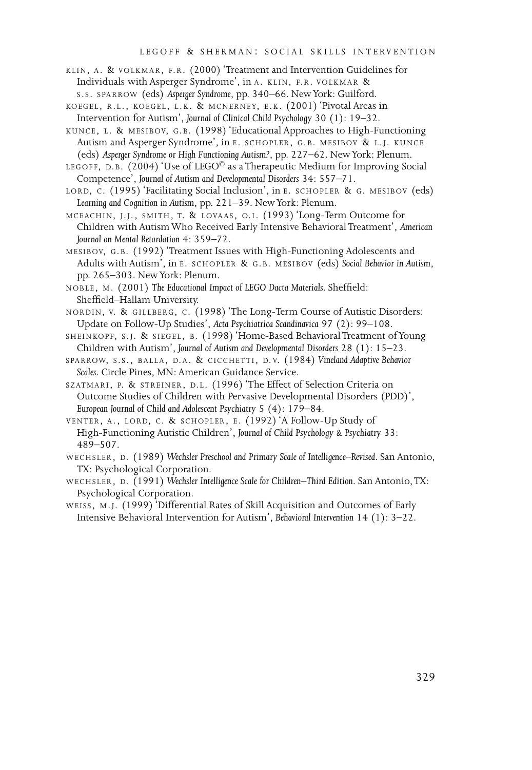KLIN, A. & VOLKMAR, F.R. (2000) 'Treatment and Intervention Guidelines for Individuals with Asperger Syndrome', in A. KLIN, F.R. VOLKMAR & S.S. SPARROW (eds) *Asperger Syndrome*, pp. 340–66. New York: Guilford.

KOEGEL, R.L., KOEGEL, L.K. & MCNERNEY, E.K. (2001) 'Pivotal Areas in Intervention for Autism', *Journal of Clinical Child Psychology* 30 (1): 19–32.

KUNCE, L. & MESIBOV, G.B. (1998) 'Educational Approaches to High-Functioning Autism and Asperger Syndrome', in E. SCHOPLER, G.B. MESIBOV & L.J. KUNCE (eds) *Asperger Syndrome or High Functioning Autism?*, pp. 227–62. New York: Plenum.

LEGOFF, D.B. (2004) 'Use of LEGO© as a Therapeutic Medium for Improving Social Competence', *Journal of Autism and Developmental Disorders* 34: 557–71.

LORD, C. (1995) 'Facilitating Social Inclusion', in E. SCHOPLER & G. MESIBOV (eds) *Learning and Cognition in Autism*, pp. 221–39. New York: Plenum.

MCEACHIN, J.J., SMITH, T. & LOVAAS, O.I. (1993) 'Long-Term Outcome for Children with Autism Who Received Early Intensive Behavioral Treatment', *American Journal on Mental Retardation* 4: 359–72.

MESIBOV, G.B. (1992) 'Treatment Issues with High-Functioning Adolescents and Adults with Autism', in E. SCHOPLER & G.B. MESIBOV (eds) *Social Behavior in Autism*, pp. 265–303. New York: Plenum.

NOBLE, M. (2001) *The Educational Impact of LEGO Dacta Materials*. Sheffield: Sheffield–Hallam University.

NORDIN, V. & GILLBERG, C. (1998) 'The Long-Term Course of Autistic Disorders: Update on Follow-Up Studies', *Acta Psychiatrica Scandinavica* 97 (2): 99–108.

SHEINKOPF, S.J. & SIEGEL, B. (1998) 'Home-Based Behavioral Treatment of Young Children with Autism', *Journal of Autism and Developmental Disorders* 28 (1): 15–23.

SPARROW, S.S., BALLA, D.A. & CICCHETTI, D.V. (1984) *Vineland Adaptive Behavior Scales*. Circle Pines, MN: American Guidance Service.

SZATMARI, P. & STREINER, D.L. (1996) 'The Effect of Selection Criteria on Outcome Studies of Children with Pervasive Developmental Disorders (PDD)', *European Journal of Child and Adolescent Psychiatry* 5 (4): 179–84.

VENTER, A., LORD, C. & SCHOPLER, E. (1992) 'A Follow-Up Study of High-Functioning Autistic Children', *Journal of Child Psychology & Psychiatry* 33: 489–507.

WECHSLER, D. (1989) *Wechsler Preschool and Primary Scale of Intelligence–Revised*. San Antonio, TX: Psychological Corporation.

WECHSLER, D. (1991) *Wechsler Intelligence Scale for Children–Third Edition*. San Antonio, TX: Psychological Corporation.

WEISS, M.J. (1999) 'Differential Rates of Skill Acquisition and Outcomes of Early Intensive Behavioral Intervention for Autism', *Behavioral Intervention* 14 (1): 3–22.